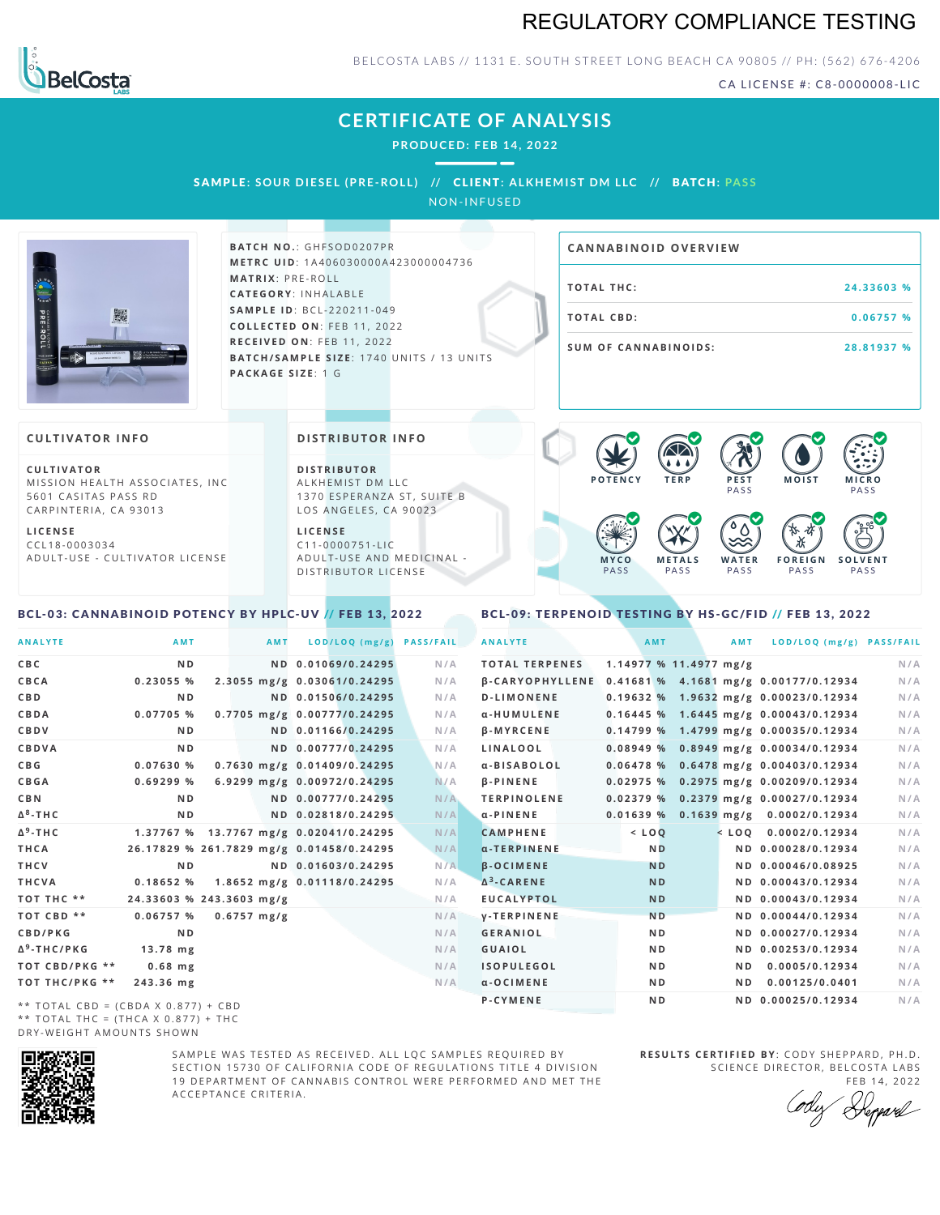# REGULATORY COMPLIANCE TESTING

BELCOSTA LABS // 1131 E. SOUTH STREET LONG BEACH CA 90805 // PH: (562) 676-4206

CA LICENSE #: C8-0000008-LIC

## CERTIFICATE OF ANALYSIS

**PRODUCED: FEB 14, 2022**

**SAMPLE: SOUR DIESEL (PRE-ROLL)** // **CLIENT: ALKHEMIST DM LLC** // **BATCH: PASS**

NON-INFUSED

**BATCH NO.**: GHFSOD0207PR
**METRC UID**: 1A406030000A423000004736
**MATRIX**: PRE-ROLL
**CATEGORY**: INHALABLE
**SAMPLE ID**: BCL-220211-049
**COLLECTED ON**: FEB 11, 2022
**RECEIVED ON**: FEB 11, 2022
**BATCH/SAMPLE SIZE**: 1740 UNITS / 13 UNITS
**PACKAGE SIZE**: 1 G

### CANNABINOID OVERVIEW

| | |
|---|---|
| TOTAL THC: | 24.33603 % |
| TOTAL CBD: | 0.06757 % |
| SUM OF CANNABINOIDS: | 28.81937 % |

### CULTIVATOR INFO

**CULTIVATOR**
MISSION HEALTH ASSOCIATES, INC
5601 CASITAS PASS RD
CARPINTERIA, CA 93013

**LICENSE**
CCL18-0003034
ADULT-USE - CULTIVATOR LICENSE

### DISTRIBUTOR INFO

**DISTRIBUTOR**
ALKHEMIST DM LLC
1370 ESPERANZA ST, SUITE B
LOS ANGELES, CA 90023

**LICENSE**
C11-0000751-LIC
ADULT-USE AND MEDICINAL - DISTRIBUTOR LICENSE

POTENCY | TERP | PEST PASS | MOIST | MICRO PASS | MYCO PASS | METALS PASS | WATER PASS | FOREIGN PASS | SOLVENT PASS

### BCL-03: CANNABINOID POTENCY BY HPLC-UV // FEB 13, 2022

| ANALYTE | AMT | AMT | LOD/LOQ (mg/g) | PASS/FAIL |
|---|---|---|---|---|
| CBC | ND | ND | 0.01069/0.24295 | N/A |
| CBCA | 0.23055 % | 2.3055 mg/g | 0.03061/0.24295 | N/A |
| CBD | ND | ND | 0.01506/0.24295 | N/A |
| CBDA | 0.07705 % | 0.7705 mg/g | 0.00777/0.24295 | N/A |
| CBDV | ND | ND | 0.01166/0.24295 | N/A |
| CBDVA | ND | ND | 0.00777/0.24295 | N/A |
| CBG | 0.07630 % | 0.7630 mg/g | 0.01409/0.24295 | N/A |
| CBGA | 0.69299 % | 6.9299 mg/g | 0.00972/0.24295 | N/A |
| CBN | ND | ND | 0.00777/0.24295 | N/A |
| Δ8-THC | ND | ND | 0.02818/0.24295 | N/A |
| Δ9-THC | 1.37767 % | 13.7767 mg/g | 0.02041/0.24295 | N/A |
| THCA | 26.17829 % | 261.7829 mg/g | 0.01458/0.24295 | N/A |
| THCV | ND | ND | 0.01603/0.24295 | N/A |
| THCVA | 0.18652 % | 1.8652 mg/g | 0.01118/0.24295 | N/A |
| TOT THC ** | 24.33603 % | 243.3603 mg/g | | N/A |
| TOT CBD ** | 0.06757 % | 0.6757 mg/g | | N/A |
| CBD/PKG | ND | | | N/A |
| Δ9-THC/PKG | 13.78 mg | | | N/A |
| TOT CBD/PKG ** | 0.68 mg | | | N/A |
| TOT THC/PKG ** | 243.36 mg | | | N/A |

** TOTAL CBD = (CBDA X 0.877) + CBD
** TOTAL THC = (THCA X 0.877) + THC
DRY-WEIGHT AMOUNTS SHOWN

### BCL-09: TERPENOID TESTING BY HS-GC/FID // FEB 13, 2022

| ANALYTE | AMT | AMT | LOD/LOQ (mg/g) | PASS/FAIL |
|---|---|---|---|---|
| TOTAL TERPENES | 1.14977 % | 11.4977 mg/g | | N/A |
| β-CARYOPHYLLENE | 0.41681 % | 4.1681 mg/g | 0.00177/0.12934 | N/A |
| D-LIMONENE | 0.19632 % | 1.9632 mg/g | 0.00023/0.12934 | N/A |
| α-HUMULENE | 0.16445 % | 1.6445 mg/g | 0.00043/0.12934 | N/A |
| β-MYRCENE | 0.14799 % | 1.4799 mg/g | 0.00035/0.12934 | N/A |
| LINALOOL | 0.08949 % | 0.8949 mg/g | 0.00034/0.12934 | N/A |
| α-BISABOLOL | 0.06478 % | 0.6478 mg/g | 0.00403/0.12934 | N/A |
| β-PINENE | 0.02975 % | 0.2975 mg/g | 0.00209/0.12934 | N/A |
| TERPINOLENE | 0.02379 % | 0.2379 mg/g | 0.00027/0.12934 | N/A |
| α-PINENE | 0.01639 % | 0.1639 mg/g | 0.0002/0.12934 | N/A |
| CAMPHENE | < LOQ | < LOQ | 0.0002/0.12934 | N/A |
| α-TERPINENE | ND | ND | 0.00028/0.12934 | N/A |
| β-OCIMENE | ND | ND | 0.00046/0.08925 | N/A |
| Δ3-CARENE | ND | ND | 0.00043/0.12934 | N/A |
| EUCALYPTOL | ND | ND | 0.00043/0.12934 | N/A |
| γ-TERPINENE | ND | ND | 0.00044/0.12934 | N/A |
| GERANIOL | ND | ND | 0.00027/0.12934 | N/A |
| GUAIOL | ND | ND | 0.00253/0.12934 | N/A |
| ISOPULEGOL | ND | ND | 0.0005/0.12934 | N/A |
| α-OCIMENE | ND | ND | 0.00125/0.0401 | N/A |
| P-CYMENE | ND | ND | 0.00025/0.12934 | N/A |

SAMPLE WAS TESTED AS RECEIVED. ALL LQC SAMPLES REQUIRED BY SECTION 15730 OF CALIFORNIA CODE OF REGULATIONS TITLE 4 DIVISION 19 DEPARTMENT OF CANNABIS CONTROL WERE PERFORMED AND MET THE ACCEPTANCE CRITERIA.

**RESULTS CERTIFIED BY**: CODY SHEPPARD, PH.D.
SCIENCE DIRECTOR, BELCOSTA LABS
FEB 14, 2022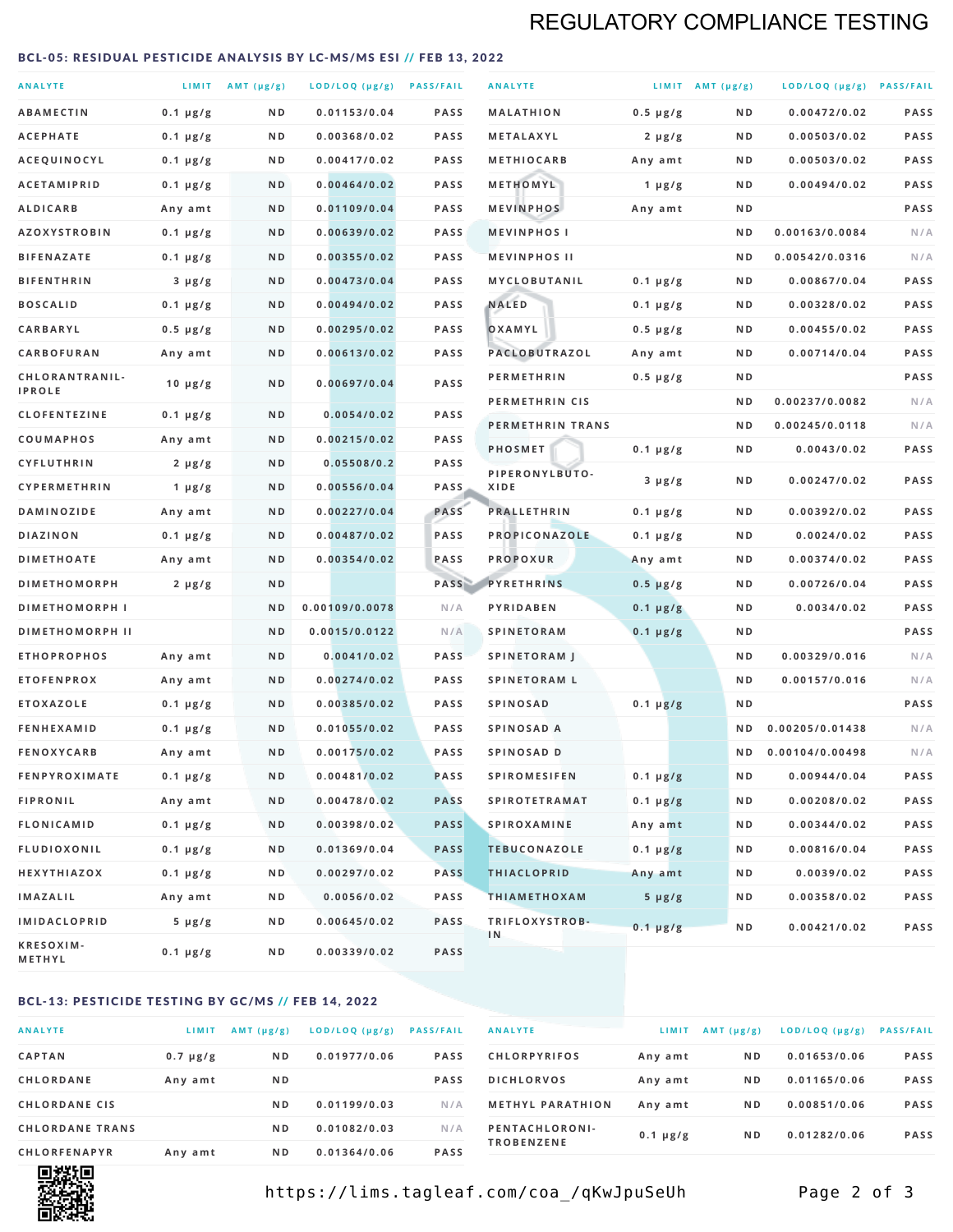# REGULATORY COMPLIANCE TESTING

## BCL-05: RESIDUAL PESTICIDE ANALYSIS BY LC-MS/MS ESI // FEB 13, 2022

| ANALYTE | LIMIT | AMT (μg/g) | LOD/LOQ (μg/g) | PASS/FAIL |
|---|---|---|---|---|
| ABAMECTIN | 0.1 μg/g | ND | 0.01153/0.04 | PASS |
| ACEPHATE | 0.1 μg/g | ND | 0.00368/0.02 | PASS |
| ACEQUINOCYL | 0.1 μg/g | ND | 0.00417/0.02 | PASS |
| ACETAMIPRID | 0.1 μg/g | ND | 0.00464/0.02 | PASS |
| ALDICARB | Any amt | ND | 0.01109/0.04 | PASS |
| AZOXYSTROBIN | 0.1 μg/g | ND | 0.00639/0.02 | PASS |
| BIFENAZATE | 0.1 μg/g | ND | 0.00355/0.02 | PASS |
| BIFENTHRIN | 3 μg/g | ND | 0.00473/0.04 | PASS |
| BOSCALID | 0.1 μg/g | ND | 0.00494/0.02 | PASS |
| CARBARYL | 0.5 μg/g | ND | 0.00295/0.02 | PASS |
| CARBOFURAN | Any amt | ND | 0.00613/0.02 | PASS |
| CHLORANTRANILIPROLE | 10 μg/g | ND | 0.00697/0.04 | PASS |
| CLOFENTEZINE | 0.1 μg/g | ND | 0.0054/0.02 | PASS |
| COUMAPHOS | Any amt | ND | 0.00215/0.02 | PASS |
| CYFLUTHRIN | 2 μg/g | ND | 0.05508/0.2 | PASS |
| CYPERMETHRIN | 1 μg/g | ND | 0.00556/0.04 | PASS |
| DAMINOZIDE | Any amt | ND | 0.00227/0.04 | PASS |
| DIAZINON | 0.1 μg/g | ND | 0.00487/0.02 | PASS |
| DIMETHOATE | Any amt | ND | 0.00354/0.02 | PASS |
| DIMETHOMORPH | 2 μg/g | ND | | PASS |
| DIMETHOMORPH I | | ND | 0.00109/0.0078 | N/A |
| DIMETHOMORPH II | | ND | 0.0015/0.0122 | N/A |
| ETHOPROPHOS | Any amt | ND | 0.0041/0.02 | PASS |
| ETOFENPROX | Any amt | ND | 0.00274/0.02 | PASS |
| ETOXAZOLE | 0.1 μg/g | ND | 0.00385/0.02 | PASS |
| FENHEXAMID | 0.1 μg/g | ND | 0.01055/0.02 | PASS |
| FENOXYCARB | Any amt | ND | 0.00175/0.02 | PASS |
| FENPYROXIMATE | 0.1 μg/g | ND | 0.00481/0.02 | PASS |
| FIPRONIL | Any amt | ND | 0.00478/0.02 | PASS |
| FLONICAMID | 0.1 μg/g | ND | 0.00398/0.02 | PASS |
| FLUDIOXONIL | 0.1 μg/g | ND | 0.01369/0.04 | PASS |
| HEXYTHIAZOX | 0.1 μg/g | ND | 0.00297/0.02 | PASS |
| IMAZALIL | Any amt | ND | 0.0056/0.02 | PASS |
| IMIDACLOPRID | 5 μg/g | ND | 0.00645/0.02 | PASS |
| KRESOXIM-METHYL | 0.1 μg/g | ND | 0.00339/0.02 | PASS |
| MALATHION | 0.5 μg/g | ND | 0.00472/0.02 | PASS |
| METALAXYL | 2 μg/g | ND | 0.00503/0.02 | PASS |
| METHIOCARB | Any amt | ND | 0.00503/0.02 | PASS |
| METHOMYL | 1 μg/g | ND | 0.00494/0.02 | PASS |
| MEVINPHOS | Any amt | ND | | PASS |
| MEVINPHOS I | | ND | 0.00163/0.0084 | N/A |
| MEVINPHOS II | | ND | 0.00542/0.0316 | N/A |
| MYCLOBUTANIL | 0.1 μg/g | ND | 0.00867/0.04 | PASS |
| NALED | 0.1 μg/g | ND | 0.00328/0.02 | PASS |
| OXAMYL | 0.5 μg/g | ND | 0.00455/0.02 | PASS |
| PACLOBUTRAZOL | Any amt | ND | 0.00714/0.04 | PASS |
| PERMETHRIN | 0.5 μg/g | ND | | PASS |
| PERMETHRIN CIS | | ND | 0.00237/0.0082 | N/A |
| PERMETHRIN TRANS | | ND | 0.00245/0.0118 | N/A |
| PHOSMET | 0.1 μg/g | ND | 0.0043/0.02 | PASS |
| PIPERONYLBUTOXIDE | 3 μg/g | ND | 0.00247/0.02 | PASS |
| PRALLETHRIN | 0.1 μg/g | ND | 0.00392/0.02 | PASS |
| PROPICONAZOLE | 0.1 μg/g | ND | 0.0024/0.02 | PASS |
| PROPOXUR | Any amt | ND | 0.00374/0.02 | PASS |
| PYRETHRINS | 0.5 μg/g | ND | 0.00726/0.04 | PASS |
| PYRIDABEN | 0.1 μg/g | ND | 0.0034/0.02 | PASS |
| SPINETORAM | 0.1 μg/g | ND | | PASS |
| SPINETORAM J | | ND | 0.00329/0.016 | N/A |
| SPINETORAM L | | ND | 0.00157/0.016 | N/A |
| SPINOSAD | 0.1 μg/g | ND | | PASS |
| SPINOSAD A | | ND | 0.00205/0.01438 | N/A |
| SPINOSAD D | | ND | 0.00104/0.00498 | N/A |
| SPIROMESIFEN | 0.1 μg/g | ND | 0.00944/0.04 | PASS |
| SPIROTETRAMAT | 0.1 μg/g | ND | 0.00208/0.02 | PASS |
| SPIROXAMINE | Any amt | ND | 0.00344/0.02 | PASS |
| TEBUCONAZOLE | 0.1 μg/g | ND | 0.00816/0.04 | PASS |
| THIACLOPRID | Any amt | ND | 0.0039/0.02 | PASS |
| THIAMETHOXAM | 5 μg/g | ND | 0.00358/0.02 | PASS |
| TRIFLOXYSTROBIN | 0.1 μg/g | ND | 0.00421/0.02 | PASS |

## BCL-13: PESTICIDE TESTING BY GC/MS // FEB 14, 2022

| ANALYTE | LIMIT | AMT (μg/g) | LOD/LOQ (μg/g) | PASS/FAIL |
|---|---|---|---|---|
| CAPTAN | 0.7 μg/g | ND | 0.01977/0.06 | PASS |
| CHLORDANE | Any amt | ND | | PASS |
| CHLORDANE CIS | | ND | 0.01199/0.03 | N/A |
| CHLORDANE TRANS | | ND | 0.01082/0.03 | N/A |
| CHLORFENAPYR | Any amt | ND | 0.01364/0.06 | PASS |
| CHLORPYRIFOS | Any amt | ND | 0.01653/0.06 | PASS |
| DICHLORVOS | Any amt | ND | 0.01165/0.06 | PASS |
| METHYL PARATHION | Any amt | ND | 0.00851/0.06 | PASS |
| PENTACHLORONITROBENZENE | 0.1 μg/g | ND | 0.01282/0.06 | PASS |

https://lims.tagleaf.com/coa_/qKwJpuSeUh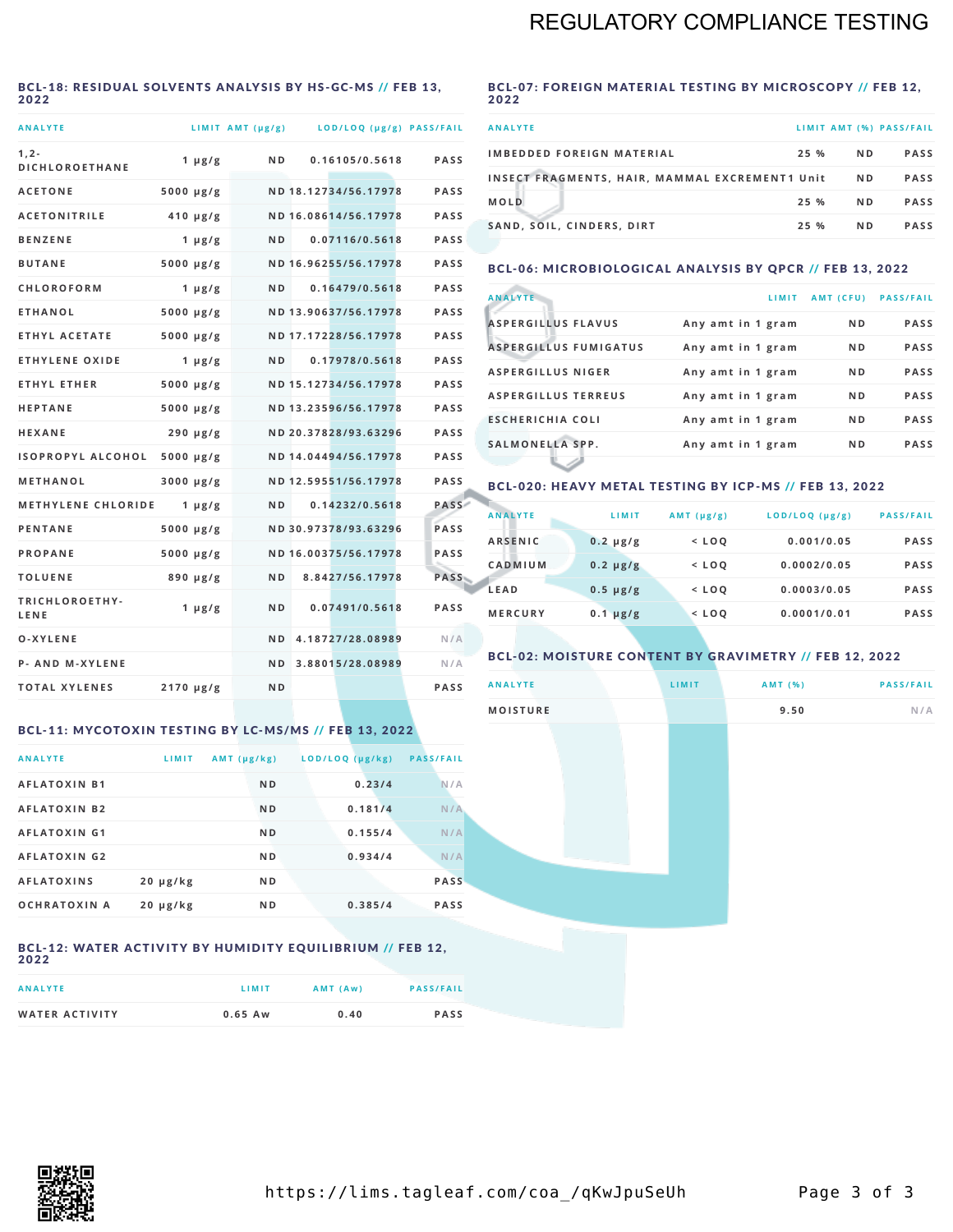# REGULATORY COMPLIANCE TESTING

## BCL-18: RESIDUAL SOLVENTS ANALYSIS BY HS-GC-MS // FEB 13, 2022

| ANALYTE | LIMIT | AMT (μg/g) | LOD/LOQ (μg/g) | PASS/FAIL |
|---|---|---|---|---|
| 1,2-DICHLOROETHANE | 1 μg/g | ND | 0.16105/0.5618 | PASS |
| ACETONE | 5000 μg/g | ND | 18.12734/56.17978 | PASS |
| ACETONITRILE | 410 μg/g | ND | 16.08614/56.17978 | PASS |
| BENZENE | 1 μg/g | ND | 0.07116/0.5618 | PASS |
| BUTANE | 5000 μg/g | ND | 16.96255/56.17978 | PASS |
| CHLOROFORM | 1 μg/g | ND | 0.16479/0.5618 | PASS |
| ETHANOL | 5000 μg/g | ND | 13.90637/56.17978 | PASS |
| ETHYL ACETATE | 5000 μg/g | ND | 17.17228/56.17978 | PASS |
| ETHYLENE OXIDE | 1 μg/g | ND | 0.17978/0.5618 | PASS |
| ETHYL ETHER | 5000 μg/g | ND | 15.12734/56.17978 | PASS |
| HEPTANE | 5000 μg/g | ND | 13.23596/56.17978 | PASS |
| HEXANE | 290 μg/g | ND | 20.37828/93.63296 | PASS |
| ISOPROPYL ALCOHOL | 5000 μg/g | ND | 14.04494/56.17978 | PASS |
| METHANOL | 3000 μg/g | ND | 12.59551/56.17978 | PASS |
| METHYLENE CHLORIDE | 1 μg/g | ND | 0.14232/0.5618 | PASS |
| PENTANE | 5000 μg/g | ND | 30.97378/93.63296 | PASS |
| PROPANE | 5000 μg/g | ND | 16.00375/56.17978 | PASS |
| TOLUENE | 890 μg/g | ND | 8.8427/56.17978 | PASS |
| TRICHLOROETHYLENE | 1 μg/g | ND | 0.07491/0.5618 | PASS |
| O-XYLENE | | ND | 4.18727/28.08989 | N/A |
| P- AND M-XYLENE | | ND | 3.88015/28.08989 | N/A |
| TOTAL XYLENES | 2170 μg/g | ND | | PASS |

## BCL-11: MYCOTOXIN TESTING BY LC-MS/MS // FEB 13, 2022

| ANALYTE | LIMIT | AMT (μg/kg) | LOD/LOQ (μg/kg) | PASS/FAIL |
|---|---|---|---|---|
| AFLATOXIN B1 | | ND | 0.23/4 | N/A |
| AFLATOXIN B2 | | ND | 0.181/4 | N/A |
| AFLATOXIN G1 | | ND | 0.155/4 | N/A |
| AFLATOXIN G2 | | ND | 0.934/4 | N/A |
| AFLATOXINS | 20 μg/kg | ND | | PASS |
| OCHRATOXIN A | 20 μg/kg | ND | 0.385/4 | PASS |

## BCL-12: WATER ACTIVITY BY HUMIDITY EQUILIBRIUM // FEB 12, 2022

| ANALYTE | LIMIT | AMT (Aw) | PASS/FAIL |
|---|---|---|---|
| WATER ACTIVITY | 0.65 Aw | 0.40 | PASS |

## BCL-07: FOREIGN MATERIAL TESTING BY MICROSCOPY // FEB 12, 2022

| ANALYTE | LIMIT | AMT (%) | PASS/FAIL |
|---|---|---|---|
| IMBEDDED FOREIGN MATERIAL | 25 % | ND | PASS |
| INSECT FRAGMENTS, HAIR, MAMMAL EXCREMENT | 1 Unit | ND | PASS |
| MOLD | 25 % | ND | PASS |
| SAND, SOIL, CINDERS, DIRT | 25 % | ND | PASS |

## BCL-06: MICROBIOLOGICAL ANALYSIS BY QPCR // FEB 13, 2022

| ANALYTE | LIMIT | AMT (CFU) | PASS/FAIL |
|---|---|---|---|
| ASPERGILLUS FLAVUS | Any amt in 1 gram | ND | PASS |
| ASPERGILLUS FUMIGATUS | Any amt in 1 gram | ND | PASS |
| ASPERGILLUS NIGER | Any amt in 1 gram | ND | PASS |
| ASPERGILLUS TERREUS | Any amt in 1 gram | ND | PASS |
| ESCHERICHIA COLI | Any amt in 1 gram | ND | PASS |
| SALMONELLA SPP. | Any amt in 1 gram | ND | PASS |

## BCL-020: HEAVY METAL TESTING BY ICP-MS // FEB 13, 2022

| ANALYTE | LIMIT | AMT (μg/g) | LOD/LOQ (μg/g) | PASS/FAIL |
|---|---|---|---|---|
| ARSENIC | 0.2 μg/g | < LOQ | 0.001/0.05 | PASS |
| CADMIUM | 0.2 μg/g | < LOQ | 0.0002/0.05 | PASS |
| LEAD | 0.5 μg/g | < LOQ | 0.0003/0.05 | PASS |
| MERCURY | 0.1 μg/g | < LOQ | 0.0001/0.01 | PASS |

## BCL-02: MOISTURE CONTENT BY GRAVIMETRY // FEB 12, 2022

| ANALYTE | LIMIT | AMT (%) | PASS/FAIL |
|---|---|---|---|
| MOISTURE | | 9.50 | N/A |

https://lims.tagleaf.com/coa_/qKwJpuSeUh